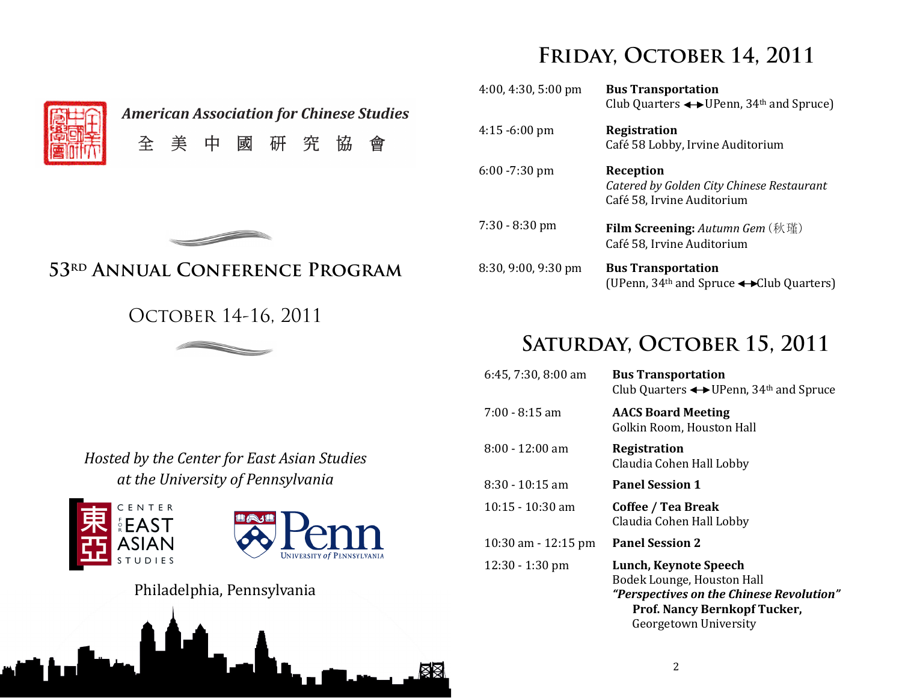*American Association for Chinese Studies*

全 美 中 國 研 究 協 會

# 53RD Annual Conference Program

## October 14-16, 2011

*Hosted by the Center for East Asian Studies*
*at the University of Pennsylvania*

Center for East Asian Studies

Penn University of Pennsylvania

Philadelphia, Pennsylvania

## Friday, October 14, 2011

| | |
|---|---|
| 4:00, 4:30, 5:00 pm | **Bus Transportation**<br>Club Quarters ◄► UPenn, 34th and Spruce) |
| 4:15 -6:00 pm | **Registration**<br>Café 58 Lobby, Irvine Auditorium |
| 6:00 -7:30 pm | **Reception**<br>*Catered by Golden City Chinese Restaurant*<br>Café 58, Irvine Auditorium |
| 7:30 - 8:30 pm | **Film Screening:** *Autumn Gem* (秋瑾)<br>Café 58, Irvine Auditorium |
| 8:30, 9:00, 9:30 pm | **Bus Transportation**<br>(UPenn, 34th and Spruce ◄► Club Quarters) |

## Saturday, October 15, 2011

| | |
|---|---|
| 6:45, 7:30, 8:00 am | **Bus Transportation**<br>Club Quarters ◄► UPenn, 34th and Spruce |
| 7:00 - 8:15 am | **AACS Board Meeting**<br>Golkin Room, Houston Hall |
| 8:00 - 12:00 am | **Registration**<br>Claudia Cohen Hall Lobby |
| 8:30 - 10:15 am | **Panel Session 1** |
| 10:15 - 10:30 am | **Coffee / Tea Break**<br>Claudia Cohen Hall Lobby |
| 10:30 am - 12:15 pm | **Panel Session 2** |
| 12:30 - 1:30 pm | **Lunch, Keynote Speech**<br>Bodek Lounge, Houston Hall<br>***"Perspectives on the Chinese Revolution"***<br>**Prof. Nancy Bernkopf Tucker,**<br>Georgetown University |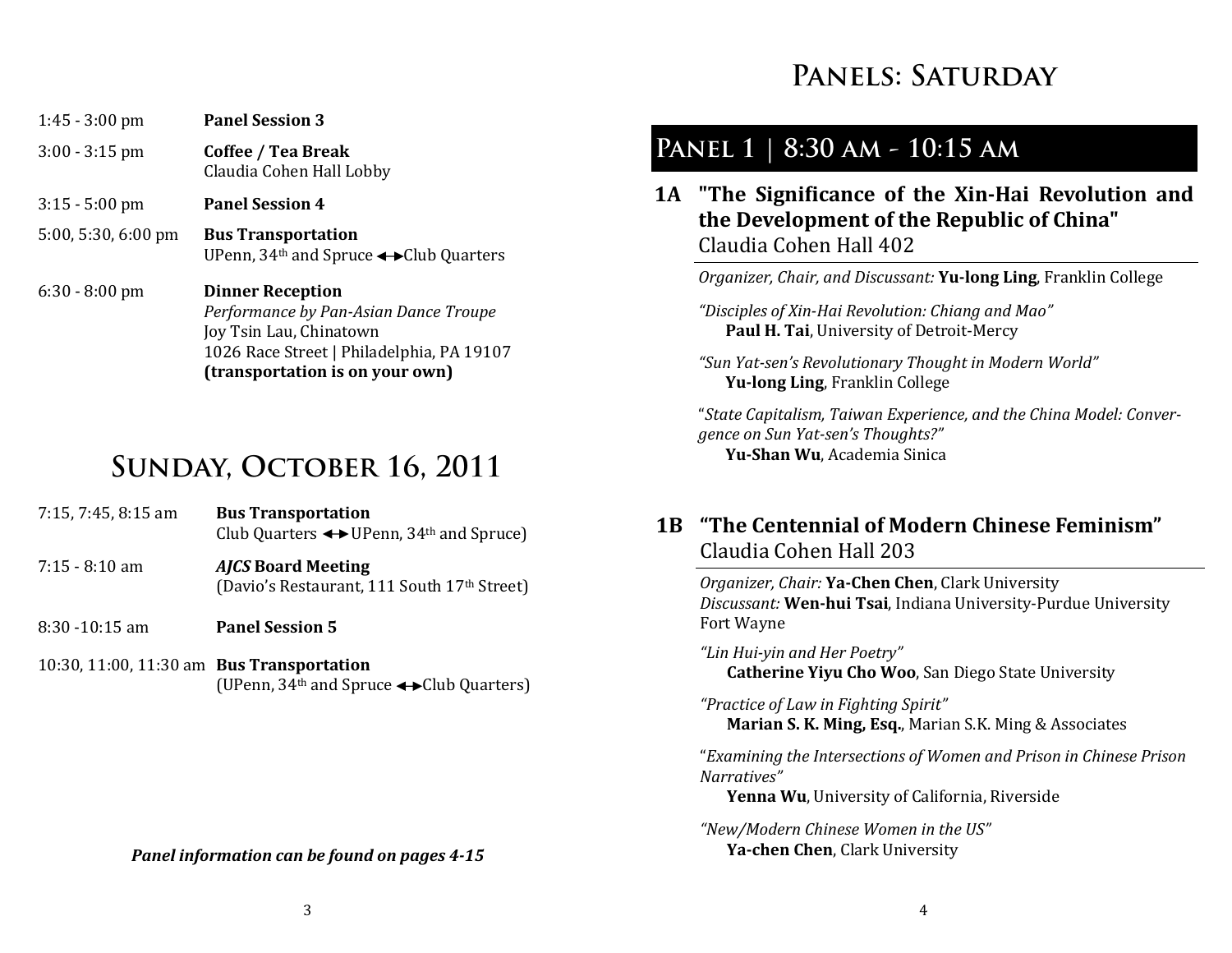| | |
|---|---|
| 1:45 - 3:00 pm | **Panel Session 3** |
| 3:00 - 3:15 pm | **Coffee / Tea Break**<br>Claudia Cohen Hall Lobby |
| 3:15 - 5:00 pm | **Panel Session 4** |
| 5:00, 5:30, 6:00 pm | **Bus Transportation**<br>UPenn, 34th and Spruce ↔ Club Quarters |
| 6:30 - 8:00 pm | **Dinner Reception**<br>*Performance by Pan-Asian Dance Troupe*<br>Joy Tsin Lau, Chinatown<br>1026 Race Street \| Philadelphia, PA 19107<br>**(transportation is on your own)** |

# Sunday, October 16, 2011

| | |
|---|---|
| 7:15, 7:45, 8:15 am | **Bus Transportation**<br>Club Quarters ↔ UPenn, 34th and Spruce) |
| 7:15 - 8:10 am | ***AJCS* Board Meeting**<br>(Davio's Restaurant, 111 South 17th Street) |
| 8:30 -10:15 am | **Panel Session 5** |
| 10:30, 11:00, 11:30 am | **Bus Transportation**<br>(UPenn, 34th and Spruce ↔ Club Quarters) |

***Panel information can be found on pages 4-15***

# Panels: Saturday

## Panel 1 | 8:30 am - 10:15 am

### 1A "The Significance of the Xin-Hai Revolution and the Development of the Republic of China"
Claudia Cohen Hall 402

*Organizer, Chair, and Discussant:* **Yu-long Ling**, Franklin College

*"Disciples of Xin-Hai Revolution: Chiang and Mao"*
**Paul H. Tai**, University of Detroit-Mercy

*"Sun Yat-sen's Revolutionary Thought in Modern World"*
**Yu-long Ling**, Franklin College

"*State Capitalism, Taiwan Experience, and the China Model: Convergence on Sun Yat-sen's Thoughts?"*
**Yu-Shan Wu**, Academia Sinica

### 1B "The Centennial of Modern Chinese Feminism"
Claudia Cohen Hall 203

*Organizer, Chair:* **Ya-Chen Chen**, Clark University
*Discussant:* **Wen-hui Tsai**, Indiana University-Purdue University Fort Wayne

*"Lin Hui-yin and Her Poetry"*
**Catherine Yiyu Cho Woo**, San Diego State University

*"Practice of Law in Fighting Spirit"*
**Marian S. K. Ming, Esq.**, Marian S.K. Ming & Associates

"*Examining the Intersections of Women and Prison in Chinese Prison Narratives"*
**Yenna Wu**, University of California, Riverside

*"New/Modern Chinese Women in the US"*
**Ya-chen Chen**, Clark University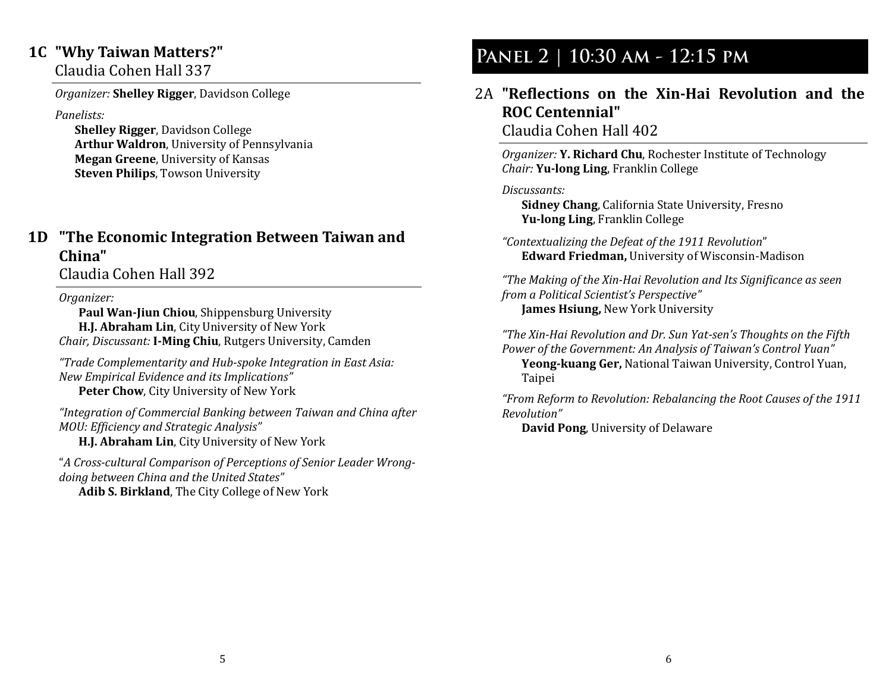## 1C "Why Taiwan Matters?"

Claudia Cohen Hall 337

*Organizer:* **Shelley Rigger**, Davidson College

*Panelists:*

**Shelley Rigger**, Davidson College
**Arthur Waldron**, University of Pennsylvania
**Megan Greene**, University of Kansas
**Steven Philips**, Towson University

## 1D "The Economic Integration Between Taiwan and China"

Claudia Cohen Hall 392

*Organizer:*

**Paul Wan-Jiun Chiou**, Shippensburg University
**H.J. Abraham Lin**, City University of New York

*Chair, Discussant:* **I-Ming Chiu**, Rutgers University, Camden

*"Trade Complementarity and Hub-spoke Integration in East Asia: New Empirical Evidence and its Implications"*
**Peter Chow**, City University of New York

*"Integration of Commercial Banking between Taiwan and China after MOU: Efficiency and Strategic Analysis"*
**H.J. Abraham Lin**, City University of New York

"*A Cross-cultural Comparison of Perceptions of Senior Leader Wrong-doing between China and the United States"*
**Adib S. Birkland**, The City College of New York

# Panel 2 | 10:30 AM - 12:15 PM

## 2A "Reflections on the Xin-Hai Revolution and the ROC Centennial"

Claudia Cohen Hall 402

*Organizer:* **Y. Richard Chu**, Rochester Institute of Technology
*Chair:* **Yu-long Ling**, Franklin College

*Discussants:*

**Sidney Chang**, California State University, Fresno
**Yu-long Ling**, Franklin College

*"Contextualizing the Defeat of the 1911 Revolution"*
**Edward Friedman,** University of Wisconsin-Madison

*"The Making of the Xin-Hai Revolution and Its Significance as seen from a Political Scientist's Perspective"*
**James Hsiung,** New York University

*"The Xin-Hai Revolution and Dr. Sun Yat-sen's Thoughts on the Fifth Power of the Government: An Analysis of Taiwan's Control Yuan"*
**Yeong-kuang Ger,** National Taiwan University, Control Yuan, Taipei

*"From Reform to Revolution: Rebalancing the Root Causes of the 1911 Revolution"*
**David Pong**, University of Delaware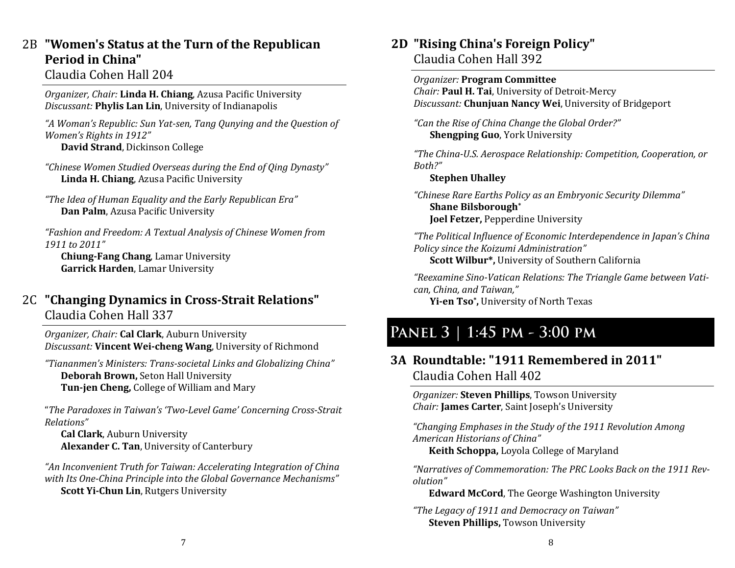## 2B "Women's Status at the Turn of the Republican Period in China"

Claudia Cohen Hall 204

*Organizer, Chair:* **Linda H. Chiang**, Azusa Pacific University
*Discussant:* **Phylis Lan Lin**, University of Indianapolis

*"A Woman's Republic: Sun Yat-sen, Tang Qunying and the Question of Women's Rights in 1912"*
**David Strand**, Dickinson College

*"Chinese Women Studied Overseas during the End of Qing Dynasty"*
**Linda H. Chiang**, Azusa Pacific University

*"The Idea of Human Equality and the Early Republican Era"*
**Dan Palm**, Azusa Pacific University

*"Fashion and Freedom: A Textual Analysis of Chinese Women from 1911 to 2011"*
**Chiung-Fang Chang**, Lamar University
**Garrick Harden**, Lamar University

## 2C "Changing Dynamics in Cross-Strait Relations"

Claudia Cohen Hall 337

*Organizer, Chair:* **Cal Clark**, Auburn University
*Discussant:* **Vincent Wei-cheng Wang**, University of Richmond

*"Tiananmen's Ministers: Trans-societal Links and Globalizing China"*
**Deborah Brown,** Seton Hall University
**Tun-jen Cheng,** College of William and Mary

"*The Paradoxes in Taiwan's 'Two-Level Game' Concerning Cross-Strait Relations"*
**Cal Clark**, Auburn University
**Alexander C. Tan**, University of Canterbury

*"An Inconvenient Truth for Taiwan: Accelerating Integration of China with Its One-China Principle into the Global Governance Mechanisms"*
**Scott Yi-Chun Lin**, Rutgers University

## 2D "Rising China's Foreign Policy"

Claudia Cohen Hall 392

*Organizer:* **Program Committee**
*Chair:* **Paul H. Tai**, University of Detroit-Mercy
*Discussant:* **Chunjuan Nancy Wei**, University of Bridgeport

*"Can the Rise of China Change the Global Order?"*
**Shengping Guo**, York University

*"The China-U.S. Aerospace Relationship: Competition, Cooperation, or Both?"*
**Stephen Uhalley**

*"Chinese Rare Earths Policy as an Embryonic Security Dilemma"*
**Shane Bilsborough***
**Joel Fetzer,** Pepperdine University

*"The Political Influence of Economic Interdependence in Japan's China Policy since the Koizumi Administration"*
**Scott Wilbur*,** University of Southern California

*"Reexamine Sino-Vatican Relations: The Triangle Game between Vatican, China, and Taiwan,"*
**Yi-en Tso*,** University of North Texas

# Panel 3 | 1:45 PM - 3:00 PM

## 3A Roundtable: "1911 Remembered in 2011"

Claudia Cohen Hall 402

*Organizer:* **Steven Phillips**, Towson University
*Chair:* **James Carter**, Saint Joseph's University

*"Changing Emphases in the Study of the 1911 Revolution Among American Historians of China"*
**Keith Schoppa,** Loyola College of Maryland

*"Narratives of Commemoration: The PRC Looks Back on the 1911 Revolution"*
**Edward McCord**, The George Washington University

*"The Legacy of 1911 and Democracy on Taiwan"*
**Steven Phillips,** Towson University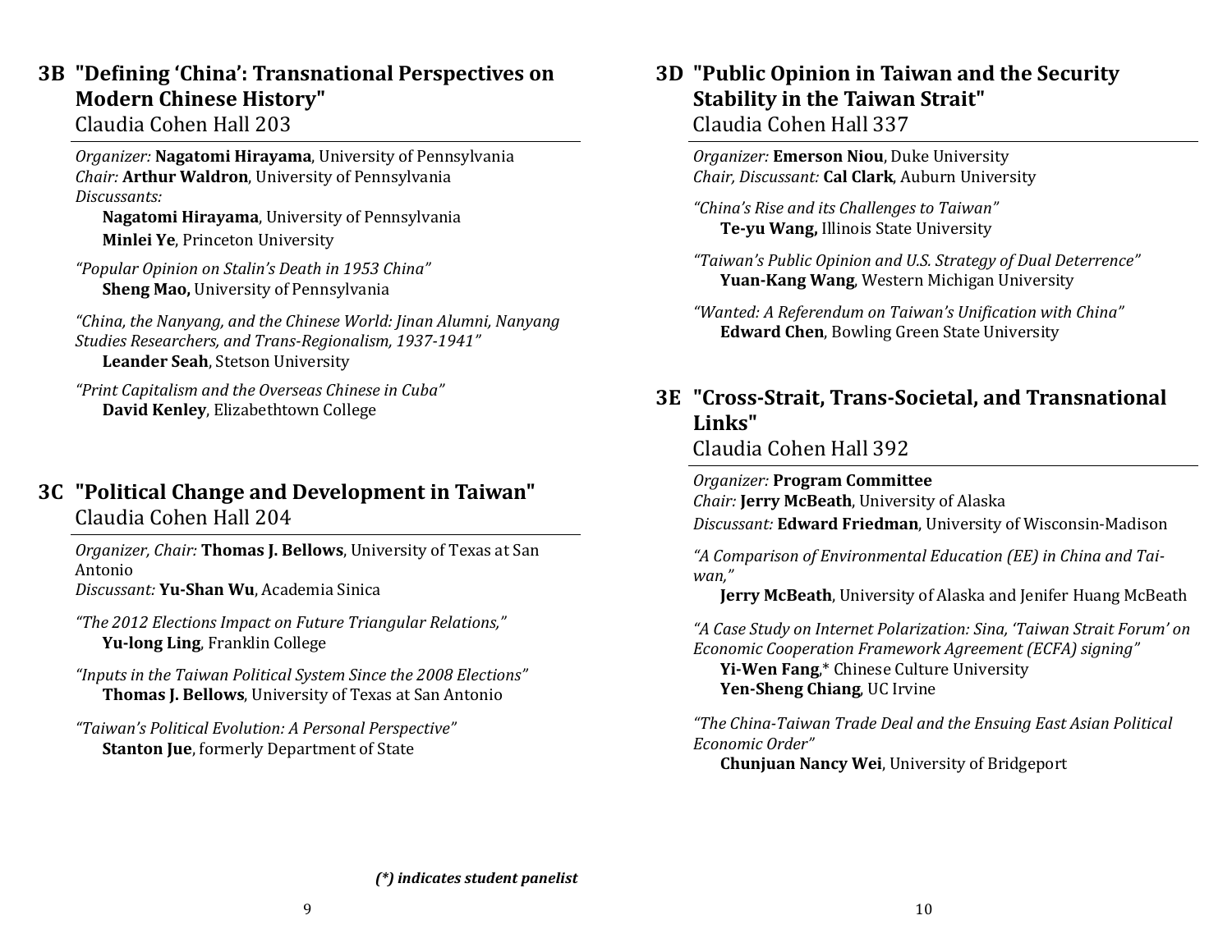## 3B "Defining 'China': Transnational Perspectives on Modern Chinese History"

Claudia Cohen Hall 203

*Organizer:* **Nagatomi Hirayama**, University of Pennsylvania
*Chair:* **Arthur Waldron**, University of Pennsylvania
*Discussants:*
**Nagatomi Hirayama**, University of Pennsylvania
**Minlei Ye**, Princeton University

*"Popular Opinion on Stalin's Death in 1953 China"*
**Sheng Mao,** University of Pennsylvania

*"China, the Nanyang, and the Chinese World: Jinan Alumni, Nanyang Studies Researchers, and Trans-Regionalism, 1937-1941"*
**Leander Seah**, Stetson University

*"Print Capitalism and the Overseas Chinese in Cuba"*
**David Kenley**, Elizabethtown College

## 3C "Political Change and Development in Taiwan"

Claudia Cohen Hall 204

*Organizer, Chair:* **Thomas J. Bellows**, University of Texas at San Antonio
*Discussant:* **Yu-Shan Wu**, Academia Sinica

*"The 2012 Elections Impact on Future Triangular Relations,"*
**Yu-long Ling**, Franklin College

*"Inputs in the Taiwan Political System Since the 2008 Elections"*
**Thomas J. Bellows**, University of Texas at San Antonio

*"Taiwan's Political Evolution: A Personal Perspective"*
**Stanton Jue**, formerly Department of State

***(\*) indicates student panelist***

## 3D "Public Opinion in Taiwan and the Security Stability in the Taiwan Strait"

Claudia Cohen Hall 337

*Organizer:* **Emerson Niou**, Duke University
*Chair, Discussant:* **Cal Clark**, Auburn University

*"China's Rise and its Challenges to Taiwan"*
**Te-yu Wang,** Illinois State University

*"Taiwan's Public Opinion and U.S. Strategy of Dual Deterrence"*
**Yuan-Kang Wang**, Western Michigan University

*"Wanted: A Referendum on Taiwan's Unification with China"*
**Edward Chen**, Bowling Green State University

## 3E "Cross-Strait, Trans-Societal, and Transnational Links"

Claudia Cohen Hall 392

*Organizer:* **Program Committee**
*Chair:* **Jerry McBeath**, University of Alaska
*Discussant:* **Edward Friedman**, University of Wisconsin-Madison

*"A Comparison of Environmental Education (EE) in China and Taiwan,"*
**Jerry McBeath**, University of Alaska and Jenifer Huang McBeath

*"A Case Study on Internet Polarization: Sina, 'Taiwan Strait Forum' on Economic Cooperation Framework Agreement (ECFA) signing"*
**Yi-Wen Fang**,* Chinese Culture University
**Yen-Sheng Chiang**, UC Irvine

*"The China-Taiwan Trade Deal and the Ensuing East Asian Political Economic Order"*
**Chunjuan Nancy Wei**, University of Bridgeport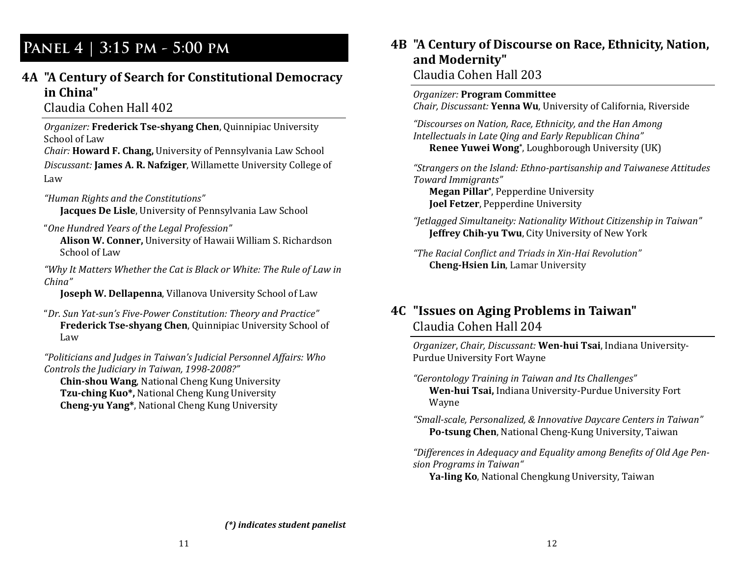# Panel 4 | 3:15 PM - 5:00 PM

## 4A "A Century of Search for Constitutional Democracy in China"

Claudia Cohen Hall 402

*Organizer:* **Frederick Tse-shyang Chen**, Quinnipiac University School of Law
*Chair:* **Howard F. Chang,** University of Pennsylvania Law School
*Discussant:* **James A. R. Nafziger**, Willamette University College of Law

*"Human Rights and the Constitutions"*
**Jacques De Lisle**, University of Pennsylvania Law School

"*One Hundred Years of the Legal Profession"*
**Alison W. Conner,** University of Hawaii William S. Richardson School of Law

*"Why It Matters Whether the Cat is Black or White: The Rule of Law in China"*
**Joseph W. Dellapenna**, Villanova University School of Law

"*Dr. Sun Yat-sun's Five-Power Constitution: Theory and Practice"*
**Frederick Tse-shyang Chen**, Quinnipiac University School of Law

*"Politicians and Judges in Taiwan's Judicial Personnel Affairs: Who Controls the Judiciary in Taiwan, 1998-2008?"*
**Chin-shou Wang**, National Cheng Kung University
**Tzu-ching Kuo*,** National Cheng Kung University
**Cheng-yu Yang***, National Cheng Kung University

***(*) indicates student panelist***

## 4B "A Century of Discourse on Race, Ethnicity, Nation, and Modernity"

Claudia Cohen Hall 203

*Organizer:* **Program Committee**
*Chair, Discussant:* **Yenna Wu**, University of California, Riverside

*"Discourses on Nation, Race, Ethnicity, and the Han Among Intellectuals in Late Qing and Early Republican China"*
**Renee Yuwei Wong***, Loughborough University (UK)

*"Strangers on the Island: Ethno-partisanship and Taiwanese Attitudes Toward Immigrants"*
**Megan Pillar***, Pepperdine University
**Joel Fetzer**, Pepperdine University

*"Jetlagged Simultaneity: Nationality Without Citizenship in Taiwan"*
**Jeffrey Chih-yu Twu**, City University of New York

*"The Racial Conflict and Triads in Xin-Hai Revolution"*
**Cheng-Hsien Lin**, Lamar University

## 4C "Issues on Aging Problems in Taiwan"

Claudia Cohen Hall 204

*Organizer*, *Chair, Discussant:* **Wen-hui Tsai**, Indiana University-Purdue University Fort Wayne

*"Gerontology Training in Taiwan and Its Challenges"*
**Wen-hui Tsai,** Indiana University-Purdue University Fort Wayne

*"Small-scale, Personalized, & Innovative Daycare Centers in Taiwan"*
**Po-tsung Chen**, National Cheng-Kung University, Taiwan

*"Differences in Adequacy and Equality among Benefits of Old Age Pension Programs in Taiwan"*
**Ya-ling Ko**, National Chengkung University, Taiwan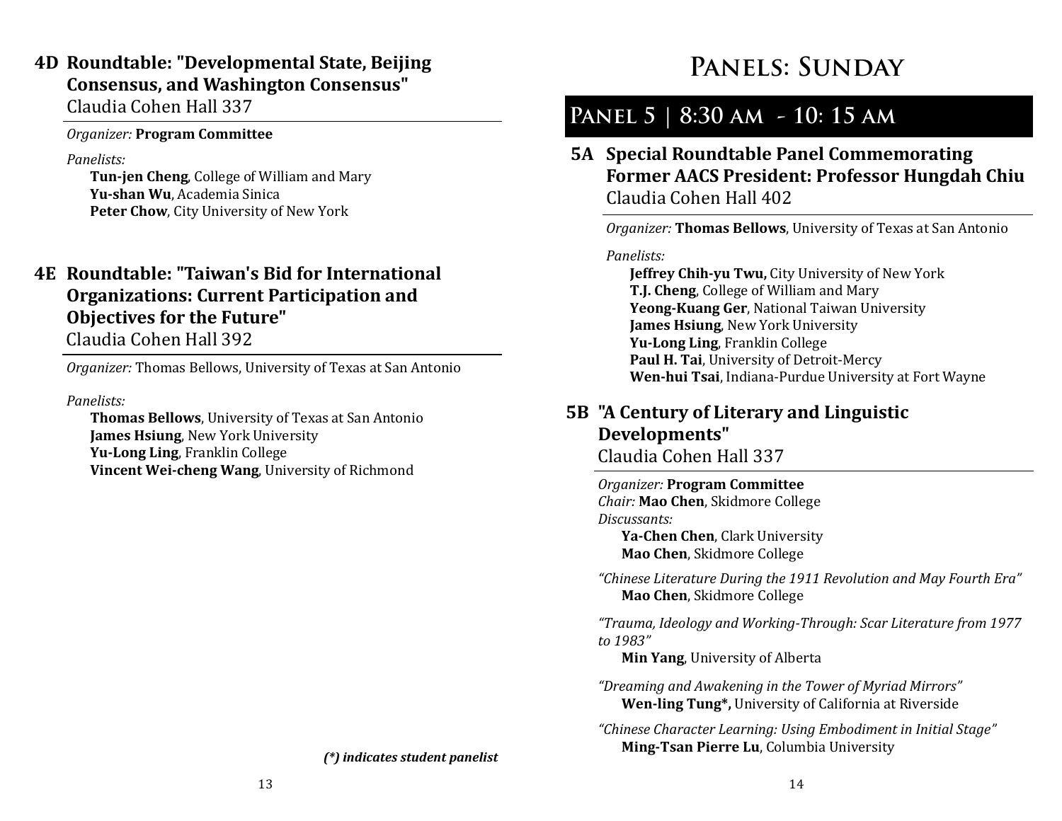## 4D Roundtable: "Developmental State, Beijing Consensus, and Washington Consensus"

Claudia Cohen Hall 337

*Organizer:* **Program Committee**

*Panelists:*

**Tun-jen Cheng**, College of William and Mary
**Yu-shan Wu**, Academia Sinica
**Peter Chow**, City University of New York

## 4E Roundtable: "Taiwan's Bid for International Organizations: Current Participation and Objectives for the Future"

Claudia Cohen Hall 392

*Organizer:* Thomas Bellows, University of Texas at San Antonio

*Panelists:*

**Thomas Bellows**, University of Texas at San Antonio
**James Hsiung**, New York University
**Yu-Long Ling**, Franklin College
**Vincent Wei-cheng Wang**, University of Richmond

***(*) indicates student panelist***

# Panels: Sunday

# Panel 5 | 8:30 AM - 10: 15 AM

## 5A Special Roundtable Panel Commemorating Former AACS President: Professor Hungdah Chiu

Claudia Cohen Hall 402

*Organizer:* **Thomas Bellows**, University of Texas at San Antonio

*Panelists:*

**Jeffrey Chih-yu Twu,** City University of New York
**T.J. Cheng**, College of William and Mary
**Yeong-Kuang Ger**, National Taiwan University
**James Hsiung**, New York University
**Yu-Long Ling**, Franklin College
**Paul H. Tai**, University of Detroit-Mercy
**Wen-hui Tsai**, Indiana-Purdue University at Fort Wayne

## 5B "A Century of Literary and Linguistic Developments"

Claudia Cohen Hall 337

*Organizer:* **Program Committee**
*Chair:* **Mao Chen**, Skidmore College
*Discussants:*

**Ya-Chen Chen**, Clark University
**Mao Chen**, Skidmore College

*"Chinese Literature During the 1911 Revolution and May Fourth Era"*
**Mao Chen**, Skidmore College

*"Trauma, Ideology and Working-Through: Scar Literature from 1977 to 1983"*
**Min Yang**, University of Alberta

*"Dreaming and Awakening in the Tower of Myriad Mirrors"*
**Wen-ling Tung*,** University of California at Riverside

*"Chinese Character Learning: Using Embodiment in Initial Stage"*
**Ming-Tsan Pierre Lu**, Columbia University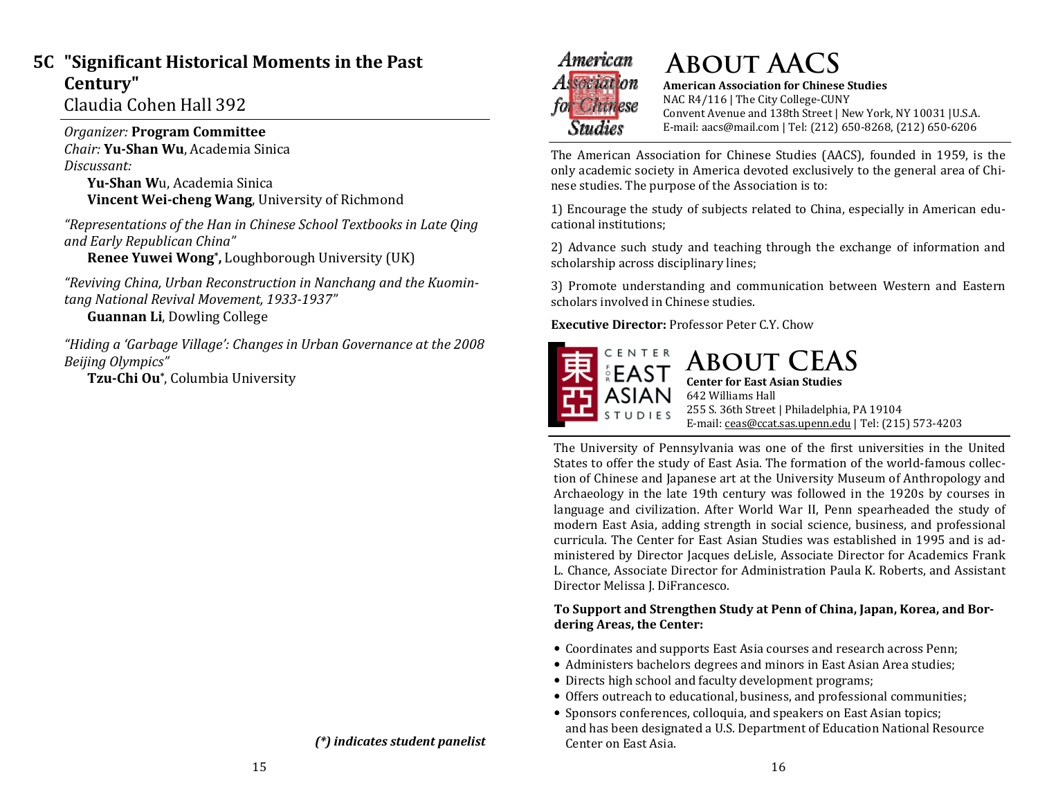## 5C "Significant Historical Moments in the Past Century"

Claudia Cohen Hall 392

*Organizer:* **Program Committee**
*Chair:* **Yu-Shan Wu**, Academia Sinica
*Discussant:*
**Yu-Shan W**u, Academia Sinica
**Vincent Wei-cheng Wang**, University of Richmond

*"Representations of the Han in Chinese School Textbooks in Late Qing and Early Republican China"*
**Renee Yuwei Wong*,** Loughborough University (UK)

*"Reviving China, Urban Reconstruction in Nanchang and the Kuomintang National Revival Movement, 1933-1937"*
**Guannan Li**, Dowling College

*"Hiding a 'Garbage Village': Changes in Urban Governance at the 2008 Beijing Olympics"*
**Tzu-Chi Ou***, Columbia University

***(*) indicates student panelist***

# About AACS

**American Association for Chinese Studies**
NAC R4/116 | The City College-CUNY
Convent Avenue and 138th Street | New York, NY 10031 |U.S.A.
E-mail: aacs@mail.com | Tel: (212) 650-8268, (212) 650-6206

The American Association for Chinese Studies (AACS), founded in 1959, is the only academic society in America devoted exclusively to the general area of Chinese studies. The purpose of the Association is to:

1) Encourage the study of subjects related to China, especially in American educational institutions;

2) Advance such study and teaching through the exchange of information and scholarship across disciplinary lines;

3) Promote understanding and communication between Western and Eastern scholars involved in Chinese studies.

**Executive Director:** Professor Peter C.Y. Chow

# About CEAS

**Center for East Asian Studies**
642 Williams Hall
255 S. 36th Street | Philadelphia, PA 19104
E-mail: ceas@ccat.sas.upenn.edu | Tel: (215) 573-4203

The University of Pennsylvania was one of the first universities in the United States to offer the study of East Asia. The formation of the world-famous collection of Chinese and Japanese art at the University Museum of Anthropology and Archaeology in the late 19th century was followed in the 1920s by courses in language and civilization. After World War II, Penn spearheaded the study of modern East Asia, adding strength in social science, business, and professional curricula. The Center for East Asian Studies was established in 1995 and is administered by Director Jacques deLisle, Associate Director for Academics Frank L. Chance, Associate Director for Administration Paula K. Roberts, and Assistant Director Melissa J. DiFrancesco.

**To Support and Strengthen Study at Penn of China, Japan, Korea, and Bordering Areas, the Center:**

- Coordinates and supports East Asia courses and research across Penn;
- Administers bachelors degrees and minors in East Asian Area studies;
- Directs high school and faculty development programs;
- Offers outreach to educational, business, and professional communities;
- Sponsors conferences, colloquia, and speakers on East Asian topics; and has been designated a U.S. Department of Education National Resource Center on East Asia.